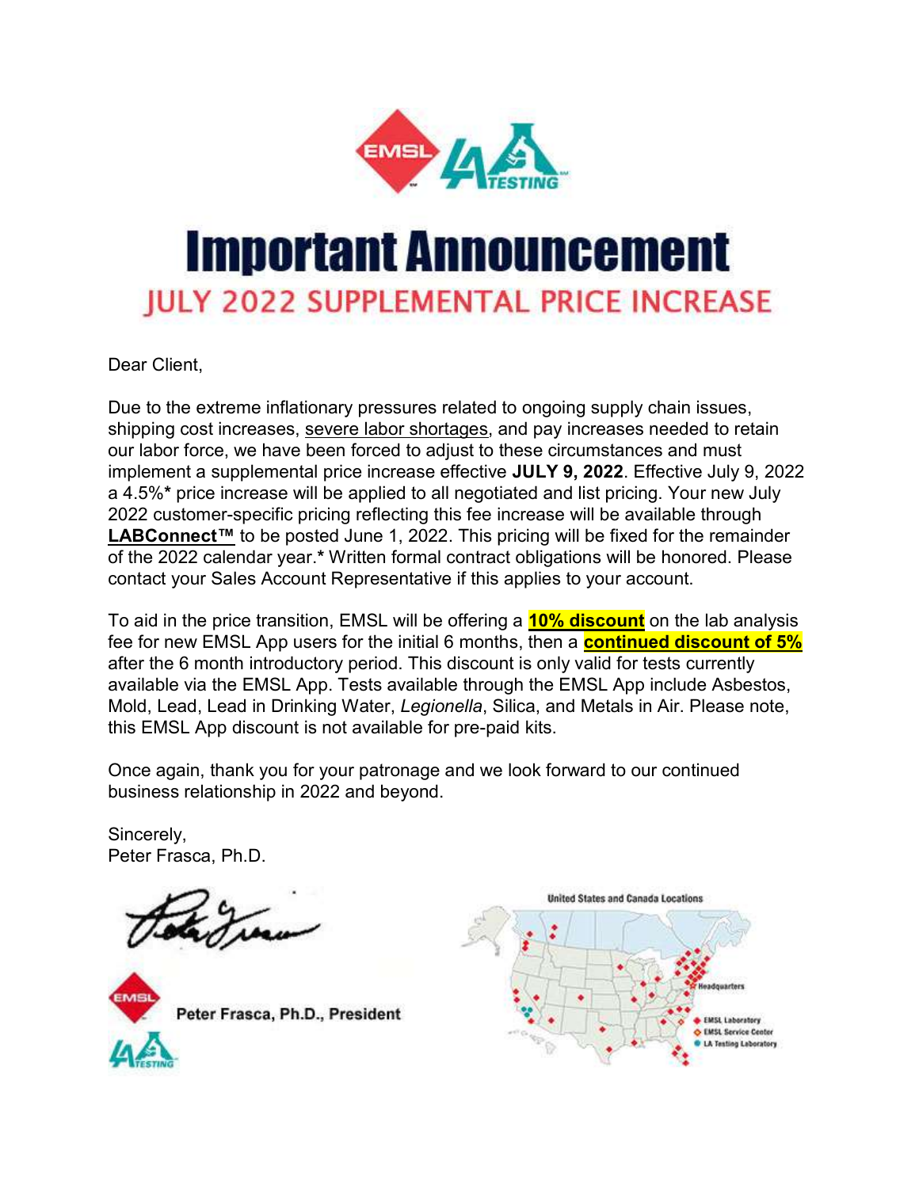# Important Announcement

## JULY 2022 SUPPLEMENTAL PRICE INCREASE

Dear Client,

Due to the extreme inflationary pressures related to ongoing supply chain issues, shipping cost increases, severe labor shortages, and pay increases needed to retain our labor force, we have been forced to adjust to these circumstances and must implement a supplemental price increase effective **JULY 9, 2022**. Effective July 9, 2022 a 4.5%* price increase will be applied to all negotiated and list pricing. Your new July 2022 customer-specific pricing reflecting this fee increase will be available through **LABConnect™** to be posted June 1, 2022. This pricing will be fixed for the remainder of the 2022 calendar year.* Written formal contract obligations will be honored. Please contact your Sales Account Representative if this applies to your account.

To aid in the price transition, EMSL will be offering a **10% discount** on the lab analysis fee for new EMSL App users for the initial 6 months, then a **continued discount of 5%** after the 6 month introductory period. This discount is only valid for tests currently available via the EMSL App. Tests available through the EMSL App include Asbestos, Mold, Lead, Lead in Drinking Water, *Legionella*, Silica, and Metals in Air. Please note, this EMSL App discount is not available for pre-paid kits.

Once again, thank you for your patronage and we look forward to our continued business relationship in 2022 and beyond.

Sincerely,
Peter Frasca, Ph.D.

**Peter Frasca, Ph.D., President**

United States and Canada Locations

- Headquarters
- EMSL Laboratory
- EMSL Service Center
- LA Testing Laboratory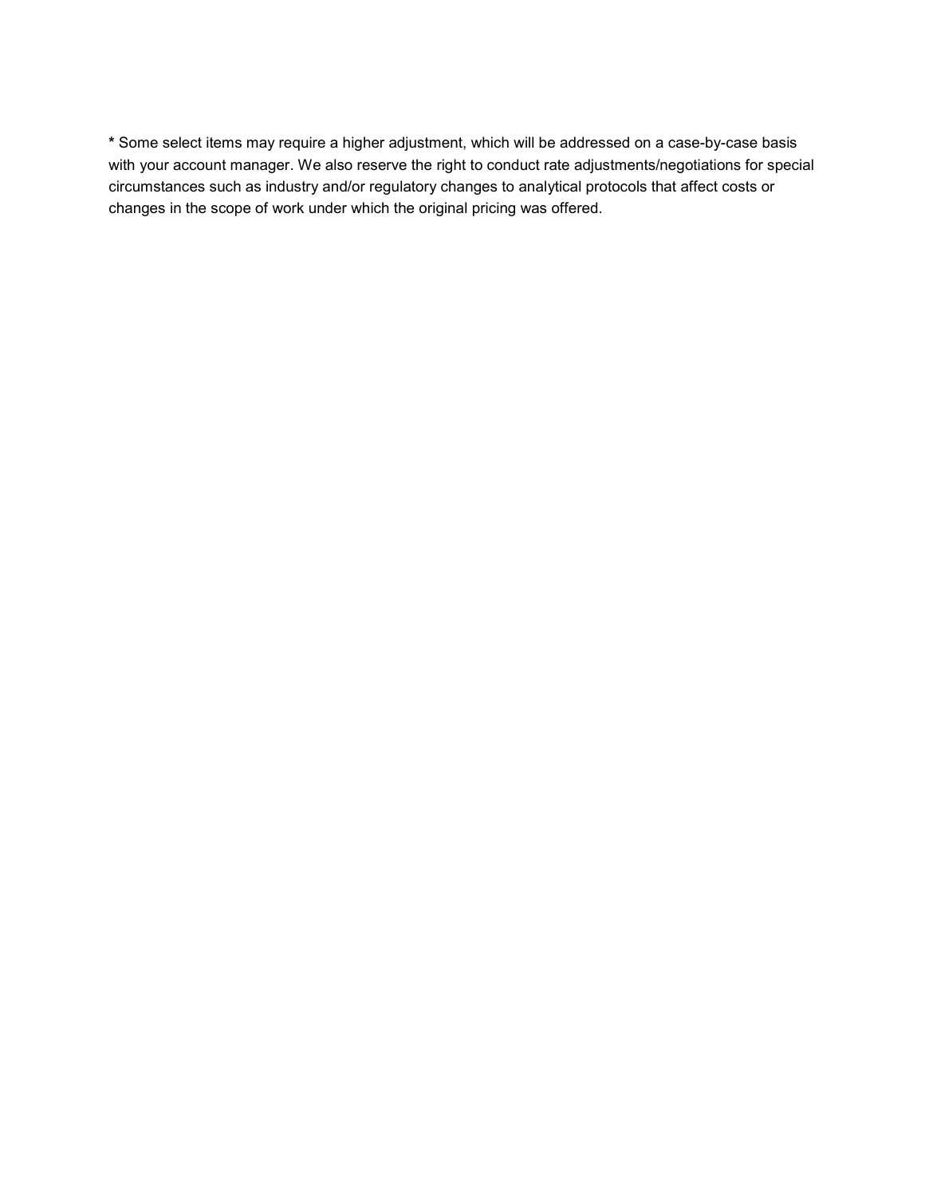**\*** Some select items may require a higher adjustment, which will be addressed on a case-by-case basis with your account manager. We also reserve the right to conduct rate adjustments/negotiations for special circumstances such as industry and/or regulatory changes to analytical protocols that affect costs or changes in the scope of work under which the original pricing was offered.